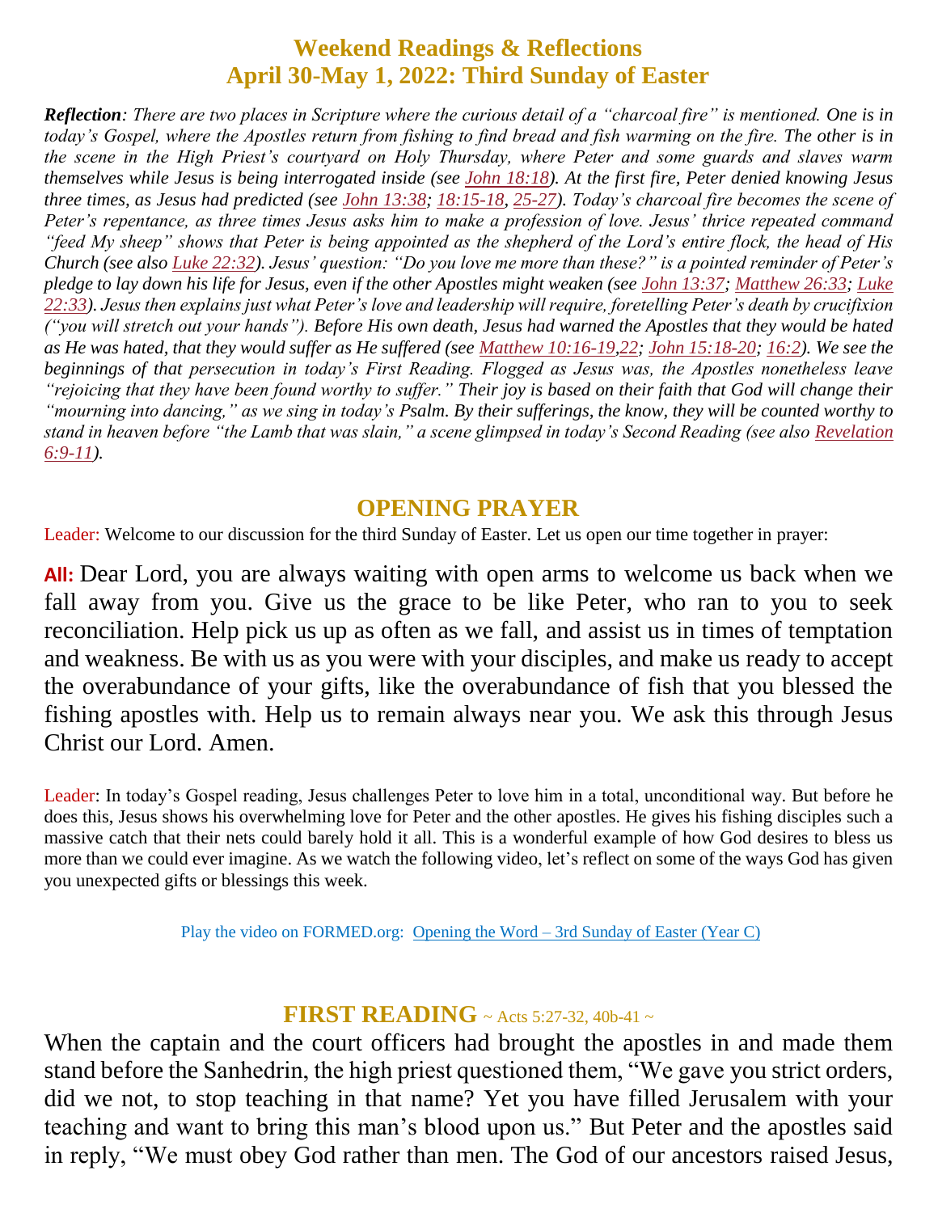# Weekend Readings & Reflections
## April 30-May 1, 2022: Third Sunday of Easter

***Reflection**: There are two places in Scripture where the curious detail of a "charcoal fire" is mentioned. One is in today's Gospel, where the Apostles return from fishing to find bread and fish warming on the fire. The other is in the scene in the High Priest's courtyard on Holy Thursday, where Peter and some guards and slaves warm themselves while Jesus is being interrogated inside (see John 18:18). At the first fire, Peter denied knowing Jesus three times, as Jesus had predicted (see John 13:38; 18:15-18, 25-27). Today's charcoal fire becomes the scene of Peter's repentance, as three times Jesus asks him to make a profession of love. Jesus' thrice repeated command "feed My sheep" shows that Peter is being appointed as the shepherd of the Lord's entire flock, the head of His Church (see also Luke 22:32). Jesus' question: "Do you love me more than these?" is a pointed reminder of Peter's pledge to lay down his life for Jesus, even if the other Apostles might weaken (see John 13:37; Matthew 26:33; Luke 22:33). Jesus then explains just what Peter's love and leadership will require, foretelling Peter's death by crucifixion ("you will stretch out your hands"). Before His own death, Jesus had warned the Apostles that they would be hated as He was hated, that they would suffer as He suffered (see Matthew 10:16-19,22; John 15:18-20; 16:2). We see the beginnings of that persecution in today's First Reading. Flogged as Jesus was, the Apostles nonetheless leave "rejoicing that they have been found worthy to suffer." Their joy is based on their faith that God will change their "mourning into dancing," as we sing in today's Psalm. By their sufferings, the know, they will be counted worthy to stand in heaven before "the Lamb that was slain," a scene glimpsed in today's Second Reading (see also Revelation 6:9-11).*

## OPENING PRAYER

Leader: Welcome to our discussion for the third Sunday of Easter. Let us open our time together in prayer:

**All:** Dear Lord, you are always waiting with open arms to welcome us back when we fall away from you. Give us the grace to be like Peter, who ran to you to seek reconciliation. Help pick us up as often as we fall, and assist us in times of temptation and weakness. Be with us as you were with your disciples, and make us ready to accept the overabundance of your gifts, like the overabundance of fish that you blessed the fishing apostles with. Help us to remain always near you. We ask this through Jesus Christ our Lord. Amen.

Leader: In today's Gospel reading, Jesus challenges Peter to love him in a total, unconditional way. But before he does this, Jesus shows his overwhelming love for Peter and the other apostles. He gives his fishing disciples such a massive catch that their nets could barely hold it all. This is a wonderful example of how God desires to bless us more than we could ever imagine. As we watch the following video, let's reflect on some of the ways God has given you unexpected gifts or blessings this week.

Play the video on FORMED.org: Opening the Word – 3rd Sunday of Easter (Year C)

## FIRST READING ~ Acts 5:27-32, 40b-41 ~

When the captain and the court officers had brought the apostles in and made them stand before the Sanhedrin, the high priest questioned them, "We gave you strict orders, did we not, to stop teaching in that name? Yet you have filled Jerusalem with your teaching and want to bring this man's blood upon us." But Peter and the apostles said in reply, "We must obey God rather than men. The God of our ancestors raised Jesus,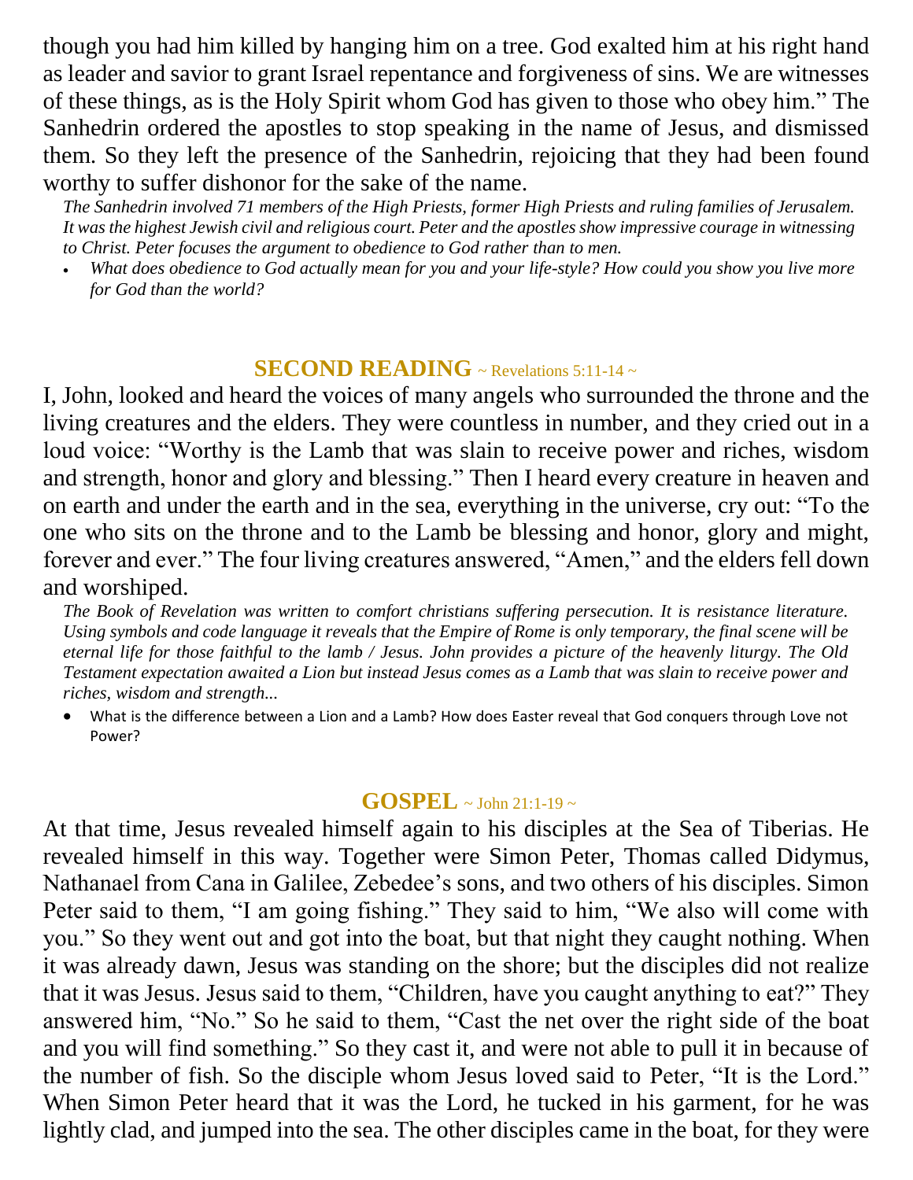though you had him killed by hanging him on a tree. God exalted him at his right hand as leader and savior to grant Israel repentance and forgiveness of sins. We are witnesses of these things, as is the Holy Spirit whom God has given to those who obey him." The Sanhedrin ordered the apostles to stop speaking in the name of Jesus, and dismissed them. So they left the presence of the Sanhedrin, rejoicing that they had been found worthy to suffer dishonor for the sake of the name.

*The Sanhedrin involved 71 members of the High Priests, former High Priests and ruling families of Jerusalem. It was the highest Jewish civil and religious court. Peter and the apostles show impressive courage in witnessing to Christ. Peter focuses the argument to obedience to God rather than to men.*

- *What does obedience to God actually mean for you and your life-style? How could you show you live more for God than the world?*

## **SECOND READING** ~ Revelations 5:11-14 ~

I, John, looked and heard the voices of many angels who surrounded the throne and the living creatures and the elders. They were countless in number, and they cried out in a loud voice: "Worthy is the Lamb that was slain to receive power and riches, wisdom and strength, honor and glory and blessing." Then I heard every creature in heaven and on earth and under the earth and in the sea, everything in the universe, cry out: "To the one who sits on the throne and to the Lamb be blessing and honor, glory and might, forever and ever." The four living creatures answered, "Amen," and the elders fell down and worshiped.

*The Book of Revelation was written to comfort christians suffering persecution. It is resistance literature. Using symbols and code language it reveals that the Empire of Rome is only temporary, the final scene will be eternal life for those faithful to the lamb / Jesus. John provides a picture of the heavenly liturgy. The Old Testament expectation awaited a Lion but instead Jesus comes as a Lamb that was slain to receive power and riches, wisdom and strength...*

- What is the difference between a Lion and a Lamb? How does Easter reveal that God conquers through Love not Power?

## **GOSPEL** ~ John 21:1-19 ~

At that time, Jesus revealed himself again to his disciples at the Sea of Tiberias. He revealed himself in this way. Together were Simon Peter, Thomas called Didymus, Nathanael from Cana in Galilee, Zebedee's sons, and two others of his disciples. Simon Peter said to them, "I am going fishing." They said to him, "We also will come with you." So they went out and got into the boat, but that night they caught nothing. When it was already dawn, Jesus was standing on the shore; but the disciples did not realize that it was Jesus. Jesus said to them, "Children, have you caught anything to eat?" They answered him, "No." So he said to them, "Cast the net over the right side of the boat and you will find something." So they cast it, and were not able to pull it in because of the number of fish. So the disciple whom Jesus loved said to Peter, "It is the Lord." When Simon Peter heard that it was the Lord, he tucked in his garment, for he was lightly clad, and jumped into the sea. The other disciples came in the boat, for they were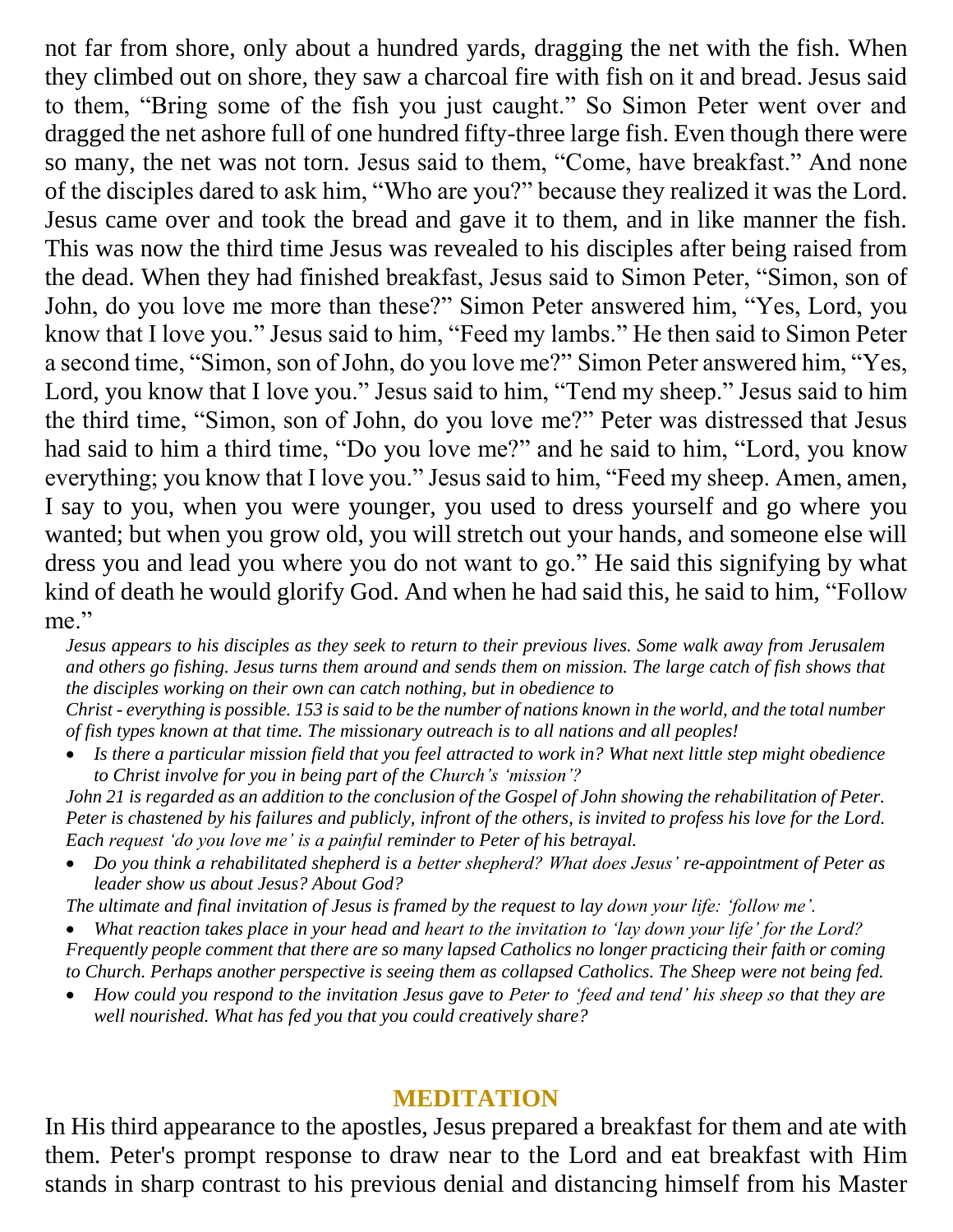not far from shore, only about a hundred yards, dragging the net with the fish. When they climbed out on shore, they saw a charcoal fire with fish on it and bread. Jesus said to them, "Bring some of the fish you just caught." So Simon Peter went over and dragged the net ashore full of one hundred fifty-three large fish. Even though there were so many, the net was not torn. Jesus said to them, "Come, have breakfast." And none of the disciples dared to ask him, "Who are you?" because they realized it was the Lord. Jesus came over and took the bread and gave it to them, and in like manner the fish. This was now the third time Jesus was revealed to his disciples after being raised from the dead. When they had finished breakfast, Jesus said to Simon Peter, "Simon, son of John, do you love me more than these?" Simon Peter answered him, "Yes, Lord, you know that I love you." Jesus said to him, "Feed my lambs." He then said to Simon Peter a second time, "Simon, son of John, do you love me?" Simon Peter answered him, "Yes, Lord, you know that I love you." Jesus said to him, "Tend my sheep." Jesus said to him the third time, "Simon, son of John, do you love me?" Peter was distressed that Jesus had said to him a third time, "Do you love me?" and he said to him, "Lord, you know everything; you know that I love you." Jesus said to him, "Feed my sheep. Amen, amen, I say to you, when you were younger, you used to dress yourself and go where you wanted; but when you grow old, you will stretch out your hands, and someone else will dress you and lead you where you do not want to go." He said this signifying by what kind of death he would glorify God. And when he had said this, he said to him, "Follow me."

*Jesus appears to his disciples as they seek to return to their previous lives. Some walk away from Jerusalem and others go fishing. Jesus turns them around and sends them on mission. The large catch of fish shows that the disciples working on their own can catch nothing, but in obedience to Christ - everything is possible. 153 is said to be the number of nations known in the world, and the total number of fish types known at that time. The missionary outreach is to all nations and all peoples!*

- *Is there a particular mission field that you feel attracted to work in? What next little step might obedience to Christ involve for you in being part of the Church's 'mission'?*

*John 21 is regarded as an addition to the conclusion of the Gospel of John showing the rehabilitation of Peter. Peter is chastened by his failures and publicly, infront of the others, is invited to profess his love for the Lord. Each request 'do you love me' is a painful reminder to Peter of his betrayal.*

- *Do you think a rehabilitated shepherd is a better shepherd? What does Jesus' re-appointment of Peter as leader show us about Jesus? About God?*

*The ultimate and final invitation of Jesus is framed by the request to lay down your life: 'follow me'.*

- *What reaction takes place in your head and heart to the invitation to 'lay down your life' for the Lord?*

*Frequently people comment that there are so many lapsed Catholics no longer practicing their faith or coming to Church. Perhaps another perspective is seeing them as collapsed Catholics. The Sheep were not being fed.*

- *How could you respond to the invitation Jesus gave to Peter to 'feed and tend' his sheep so that they are well nourished. What has fed you that you could creatively share?*

## MEDITATION

In His third appearance to the apostles, Jesus prepared a breakfast for them and ate with them. Peter's prompt response to draw near to the Lord and eat breakfast with Him stands in sharp contrast to his previous denial and distancing himself from his Master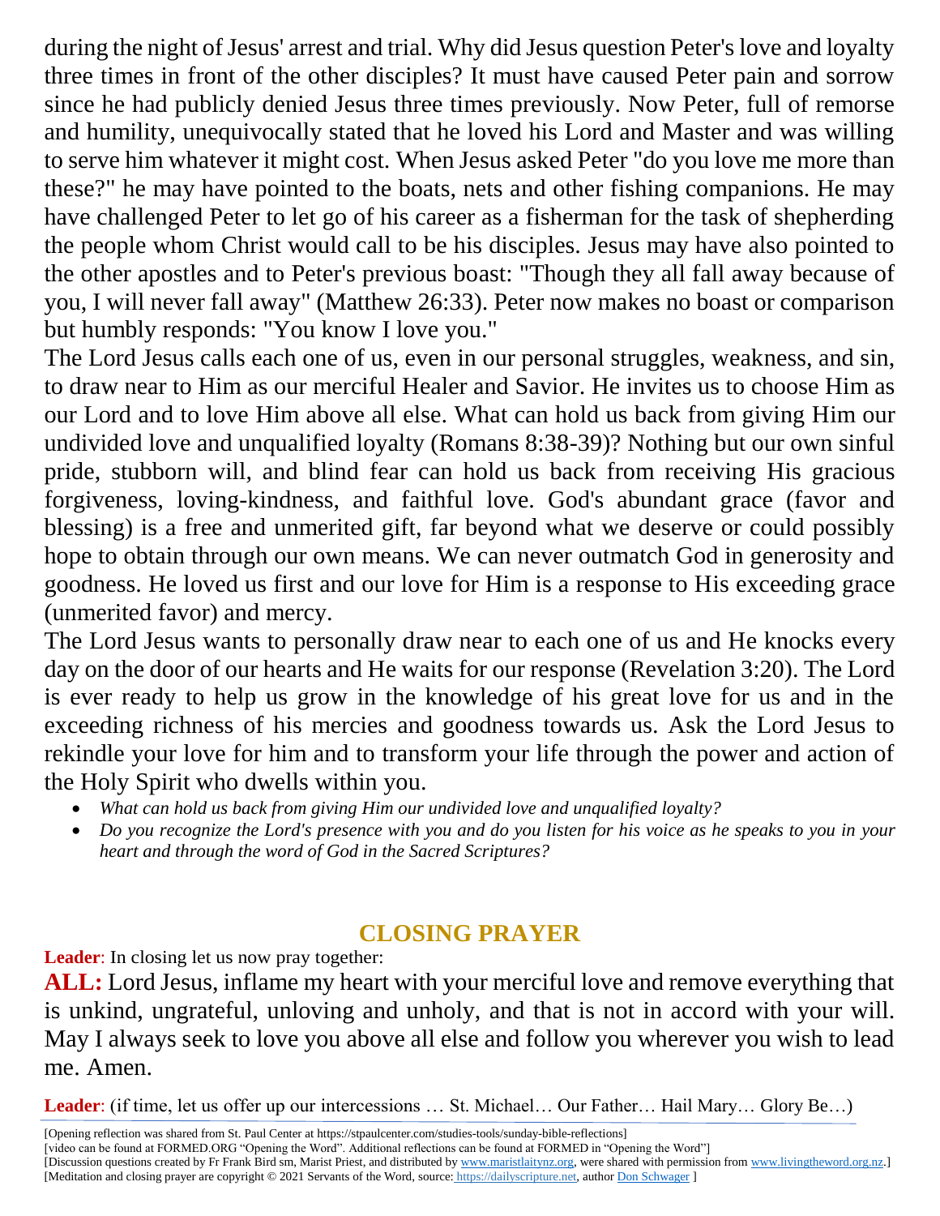during the night of Jesus' arrest and trial. Why did Jesus question Peter's love and loyalty three times in front of the other disciples? It must have caused Peter pain and sorrow since he had publicly denied Jesus three times previously. Now Peter, full of remorse and humility, unequivocally stated that he loved his Lord and Master and was willing to serve him whatever it might cost. When Jesus asked Peter "do you love me more than these?" he may have pointed to the boats, nets and other fishing companions. He may have challenged Peter to let go of his career as a fisherman for the task of shepherding the people whom Christ would call to be his disciples. Jesus may have also pointed to the other apostles and to Peter's previous boast: "Though they all fall away because of you, I will never fall away" (Matthew 26:33). Peter now makes no boast or comparison but humbly responds: "You know I love you."

The Lord Jesus calls each one of us, even in our personal struggles, weakness, and sin, to draw near to Him as our merciful Healer and Savior. He invites us to choose Him as our Lord and to love Him above all else. What can hold us back from giving Him our undivided love and unqualified loyalty (Romans 8:38-39)? Nothing but our own sinful pride, stubborn will, and blind fear can hold us back from receiving His gracious forgiveness, loving-kindness, and faithful love. God's abundant grace (favor and blessing) is a free and unmerited gift, far beyond what we deserve or could possibly hope to obtain through our own means. We can never outmatch God in generosity and goodness. He loved us first and our love for Him is a response to His exceeding grace (unmerited favor) and mercy.

The Lord Jesus wants to personally draw near to each one of us and He knocks every day on the door of our hearts and He waits for our response (Revelation 3:20). The Lord is ever ready to help us grow in the knowledge of his great love for us and in the exceeding richness of his mercies and goodness towards us. Ask the Lord Jesus to rekindle your love for him and to transform your life through the power and action of the Holy Spirit who dwells within you.

- *What can hold us back from giving Him our undivided love and unqualified loyalty?*
- *Do you recognize the Lord's presence with you and do you listen for his voice as he speaks to you in your heart and through the word of God in the Sacred Scriptures?*

## CLOSING PRAYER

**Leader**: In closing let us now pray together:

**ALL:** Lord Jesus, inflame my heart with your merciful love and remove everything that is unkind, ungrateful, unloving and unholy, and that is not in accord with your will. May I always seek to love you above all else and follow you wherever you wish to lead me. Amen.

**Leader**: (if time, let us offer up our intercessions … St. Michael… Our Father… Hail Mary… Glory Be…)

[Opening reflection was shared from St. Paul Center at https://stpaulcenter.com/studies-tools/sunday-bible-reflections]
[video can be found at FORMED.ORG "Opening the Word". Additional reflections can be found at FORMED in "Opening the Word"]
[Discussion questions created by Fr Frank Bird sm, Marist Priest, and distributed by www.maristlaitynz.org, were shared with permission from www.livingtheword.org.nz.]
[Meditation and closing prayer are copyright © 2021 Servants of the Word, source: https://dailyscripture.net, author Don Schwager ]